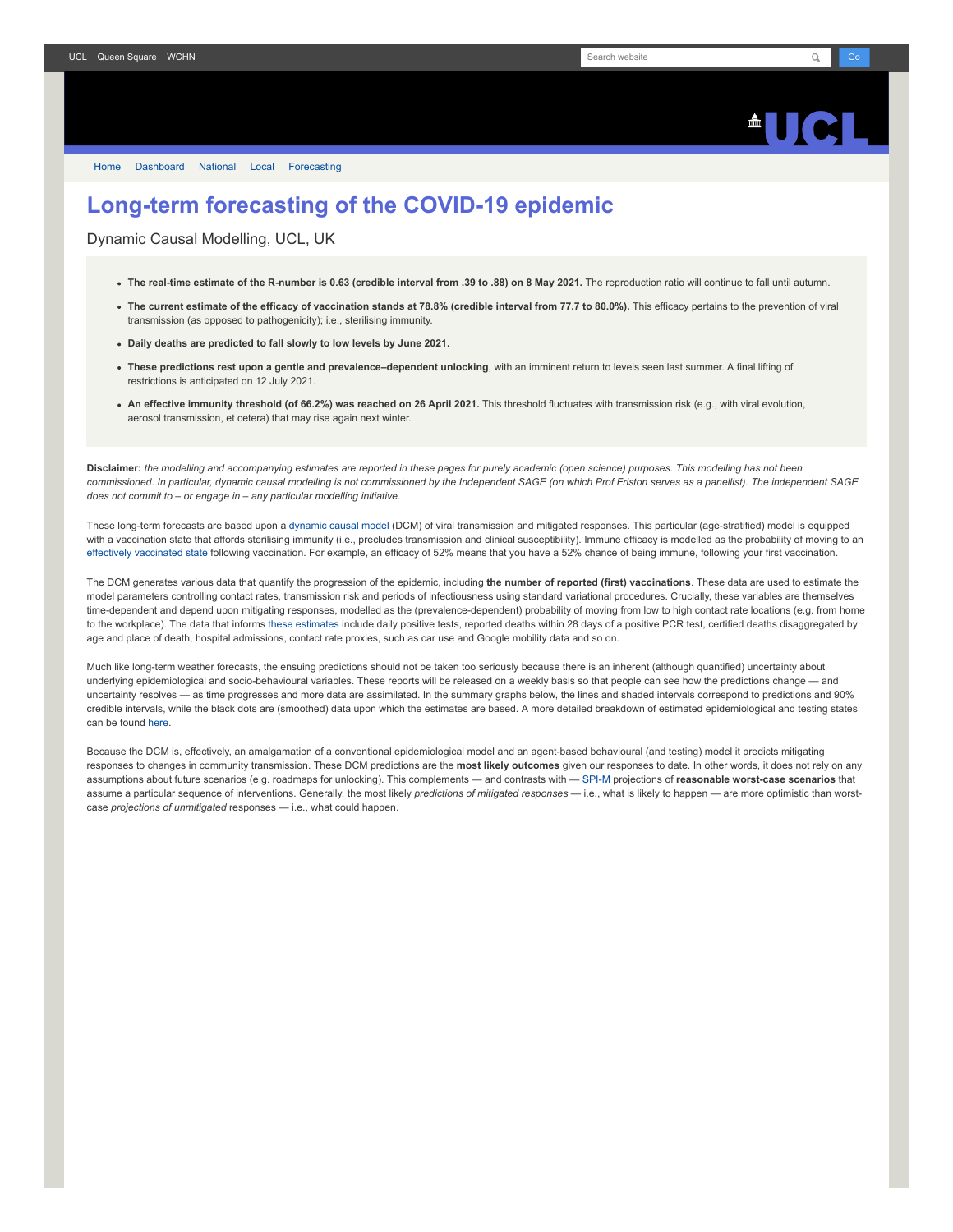# Long-term forecasting of the COVID-19 epidemic

## Dynamic Causal Modelling, UCL, UK

- **The real-time estimate of the R-number is 0.63 (credible interval from .39 to .88) on 8 May 2021.** The reproduction ratio will continue to fall until autumn.
- **The current estimate of the efficacy of vaccination stands at 78.8% (credible interval from 77.7 to 80.0%).** This efficacy pertains to the prevention of viral transmission (as opposed to pathogenicity); i.e., sterilising immunity.
- **Daily deaths are predicted to fall slowly to low levels by June 2021.**
- **These predictions rest upon a gentle and prevalence–dependent unlocking**, with an imminent return to levels seen last summer. A final lifting of restrictions is anticipated on 12 July 2021.
- **An effective immunity threshold (of 66.2%) was reached on 26 April 2021.** This threshold fluctuates with transmission risk (e.g., with viral evolution, aerosol transmission, et cetera) that may rise again next winter.

**Disclaimer:** *the modelling and accompanying estimates are reported in these pages for purely academic (open science) purposes. This modelling has not been commissioned. In particular, dynamic causal modelling is not commissioned by the Independent SAGE (on which Prof Friston serves as a panellist). The independent SAGE does not commit to – or engage in – any particular modelling initiative.*

These long-term forecasts are based upon a dynamic causal model (DCM) of viral transmission and mitigated responses. This particular (age-stratified) model is equipped with a vaccination state that affords sterilising immunity (i.e., precludes transmission and clinical susceptibility). Immune efficacy is modelled as the probability of moving to an effectively vaccinated state following vaccination. For example, an efficacy of 52% means that you have a 52% chance of being immune, following your first vaccination.

The DCM generates various data that quantify the progression of the epidemic, including **the number of reported (first) vaccinations**. These data are used to estimate the model parameters controlling contact rates, transmission risk and periods of infectiousness using standard variational procedures. Crucially, these variables are themselves time-dependent and depend upon mitigating responses, modelled as the (prevalence-dependent) probability of moving from low to high contact rate locations (e.g. from home to the workplace). The data that informs these estimates include daily positive tests, reported deaths within 28 days of a positive PCR test, certified deaths disaggregated by age and place of death, hospital admissions, contact rate proxies, such as car use and Google mobility data and so on.

Much like long-term weather forecasts, the ensuing predictions should not be taken too seriously because there is an inherent (although quantified) uncertainty about underlying epidemiological and socio-behavioural variables. These reports will be released on a weekly basis so that people can see how the predictions change — and uncertainty resolves — as time progresses and more data are assimilated. In the summary graphs below, the lines and shaded intervals correspond to predictions and 90% credible intervals, while the black dots are (smoothed) data upon which the estimates are based. A more detailed breakdown of estimated epidemiological and testing states can be found here.

Because the DCM is, effectively, an amalgamation of a conventional epidemiological model and an agent-based behavioural (and testing) model it predicts mitigating responses to changes in community transmission. These DCM predictions are the **most likely outcomes** given our responses to date. In other words, it does not rely on any assumptions about future scenarios (e.g. roadmaps for unlocking). This complements — and contrasts with — SPI-M projections of **reasonable worst-case scenarios** that assume a particular sequence of interventions. Generally, the most likely *predictions of mitigated responses* — i.e., what is likely to happen — are more optimistic than worst-case *projections of unmitigated* responses — i.e., what could happen.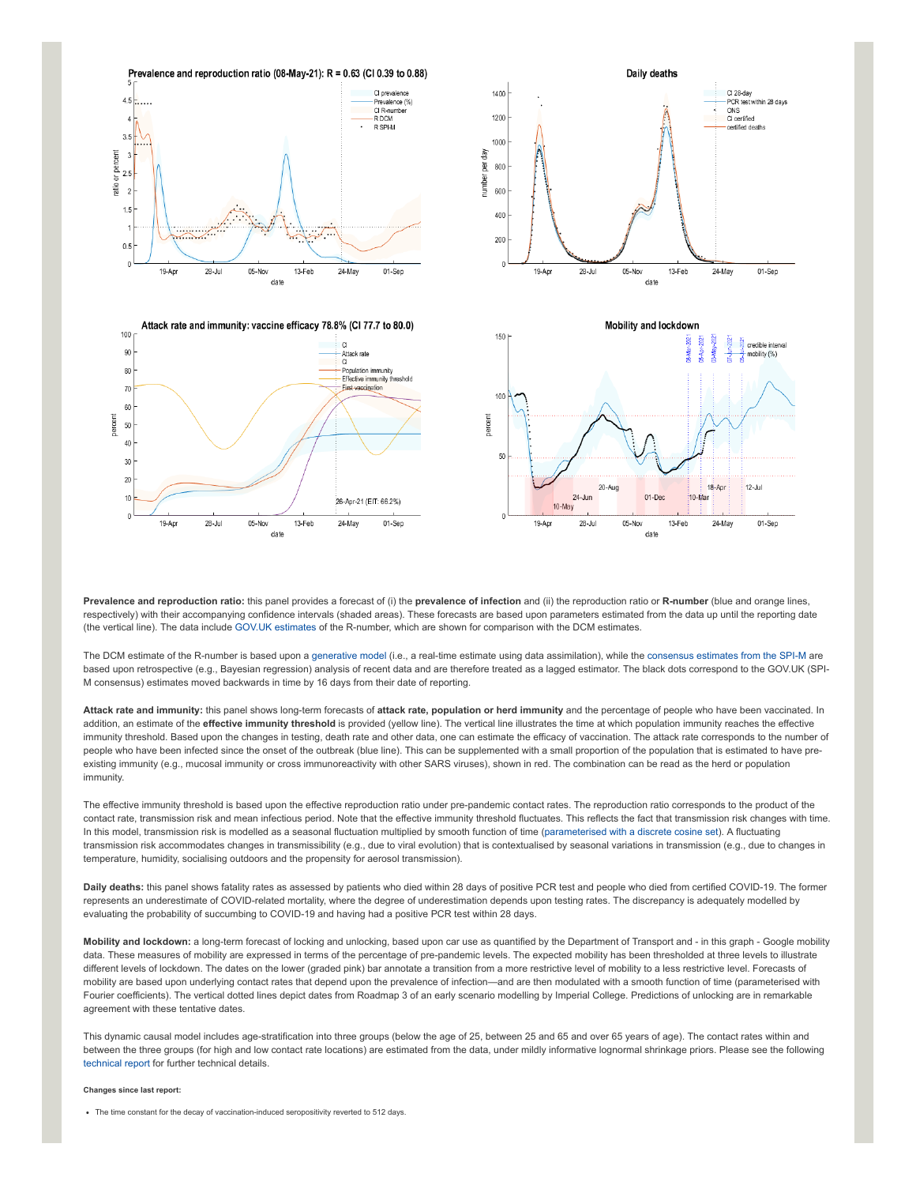**Prevalence and reproduction ratio:** this panel provides a forecast of (i) the **prevalence of infection** and (ii) the reproduction ratio or **R-number** (blue and orange lines, respectively) with their accompanying confidence intervals (shaded areas). These forecasts are based upon parameters estimated from the data up until the reporting date (the vertical line). The data include GOV.UK estimates of the R-number, which are shown for comparison with the DCM estimates.

The DCM estimate of the R-number is based upon a generative model (i.e., a real-time estimate using data assimilation), while the consensus estimates from the SPI-M are based upon retrospective (e.g., Bayesian regression) analysis of recent data and are therefore treated as a lagged estimator. The black dots correspond to the GOV.UK (SPI-M consensus) estimates moved backwards in time by 16 days from their date of reporting.

**Attack rate and immunity:** this panel shows long-term forecasts of **attack rate, population or herd immunity** and the percentage of people who have been vaccinated. In addition, an estimate of the **effective immunity threshold** is provided (yellow line). The vertical line illustrates the time at which population immunity reaches the effective immunity threshold. Based upon the changes in testing, death rate and other data, one can estimate the efficacy of vaccination. The attack rate corresponds to the number of people who have been infected since the onset of the outbreak (blue line). This can be supplemented with a small proportion of the population that is estimated to have pre-existing immunity (e.g., mucosal immunity or cross immunoreactivity with other SARS viruses), shown in red. The combination can be read as the herd or population immunity.

The effective immunity threshold is based upon the effective reproduction ratio under pre-pandemic contact rates. The reproduction ratio corresponds to the product of the contact rate, transmission risk and mean infectious period. Note that the effective immunity threshold fluctuates. This reflects the fact that transmission risk changes with time. In this model, transmission risk is modelled as a seasonal fluctuation multiplied by smooth function of time (parameterised with a discrete cosine set). A fluctuating transmission risk accommodates changes in transmissibility (e.g., due to viral evolution) that is contextualised by seasonal variations in transmission (e.g., due to changes in temperature, humidity, socialising outdoors and the propensity for aerosol transmission).

**Daily deaths:** this panel shows fatality rates as assessed by patients who died within 28 days of positive PCR test and people who died from certified COVID-19. The former represents an underestimate of COVID-related mortality, where the degree of underestimation depends upon testing rates. The discrepancy is adequately modelled by evaluating the probability of succumbing to COVID-19 and having had a positive PCR test within 28 days.

**Mobility and lockdown:** a long-term forecast of locking and unlocking, based upon car use as quantified by the Department of Transport and - in this graph - Google mobility data. These measures of mobility are expressed in terms of the percentage of pre-pandemic levels. The expected mobility has been thresholded at three levels to illustrate different levels of lockdown. The dates on the lower (graded pink) bar annotate a transition from a more restrictive level of mobility to a less restrictive level. Forecasts of mobility are based upon underlying contact rates that depend upon the prevalence of infection—and are then modulated with a smooth function of time (parameterised with Fourier coefficients). The vertical dotted lines depict dates from Roadmap 3 of an early scenario modelling by Imperial College. Predictions of unlocking are in remarkable agreement with these tentative dates.

This dynamic causal model includes age-stratification into three groups (below the age of 25, between 25 and 65 and over 65 years of age). The contact rates within and between the three groups (for high and low contact rate locations) are estimated from the data, under mildly informative lognormal shrinkage priors. Please see the following technical report for further technical details.

**Changes since last report:**

- The time constant for the decay of vaccination-induced seropositivity reverted to 512 days.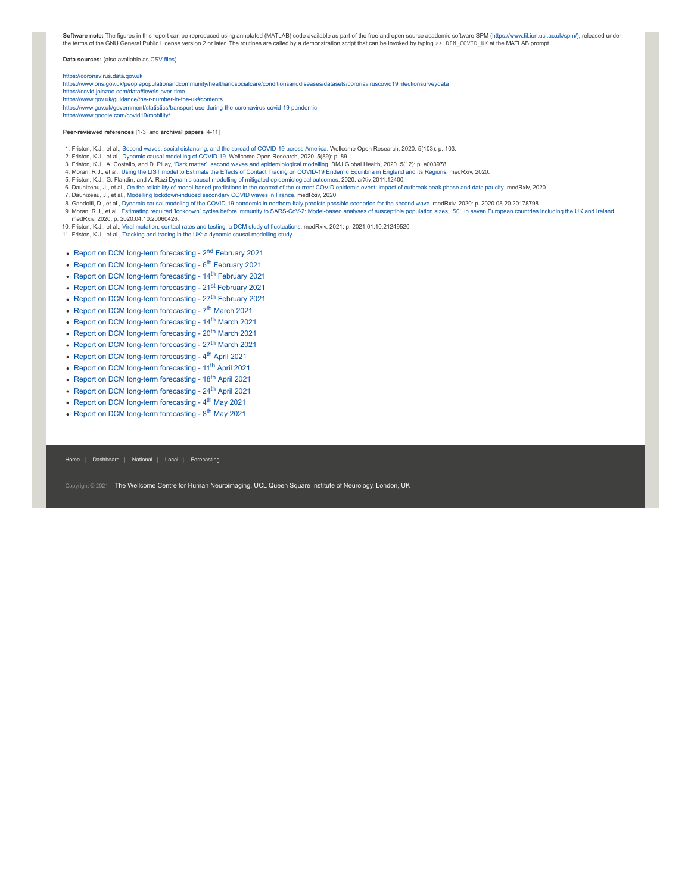**Software note:** The figures in this report can be reproduced using annotated (MATLAB) code available as part of the free and open source academic software SPM (https://www.fil.ion.ucl.ac.uk/spm/), released under the terms of the GNU General Public License version 2 or later. The routines are called by a demonstration script that can be invoked by typing `>> DEM_COVID_UK` at the MATLAB prompt.

**Data sources:** (also available as CSV files)

https://coronavirus.data.gov.uk
https://www.ons.gov.uk/peoplepopulationandcommunity/healthandsocialcare/conditionsanddiseases/datasets/coronaviruscovid19infectionsurveydata
https://covid.joinzoe.com/data#levels-over-time
https://www.gov.uk/guidance/the-r-number-in-the-uk#contents
https://www.gov.uk/government/statistics/transport-use-during-the-coronavirus-covid-19-pandemic
https://www.google.com/covid19/mobility/

**Peer-reviewed references** [1-3] and **archival papers** [4-11]

1. Friston, K.J., et al., Second waves, social distancing, and the spread of COVID-19 across America. Wellcome Open Research, 2020. 5(103): p. 103.
2. Friston, K.J., et al., Dynamic causal modelling of COVID-19. Wellcome Open Research, 2020. 5(89): p. 89.
3. Friston, K.J., A. Costello, and D. Pillay, 'Dark matter', second waves and epidemiological modelling. BMJ Global Health, 2020. 5(12): p. e003978.
4. Moran, R.J., et al., Using the LIST model to Estimate the Effects of Contact Tracing on COVID-19 Endemic Equilibria in England and its Regions. medRxiv, 2020.
5. Friston, K.J., G. Flandin, and A. Razi Dynamic causal modelling of mitigated epidemiological outcomes. 2020. arXiv:2011.12400.
6. Daunizeau, J., et al., On the reliability of model-based predictions in the context of the current COVID epidemic event: impact of outbreak peak phase and data paucity. medRxiv, 2020.
7. Daunizeau, J., et al., Modelling lockdown-induced secondary COVID waves in France. medRxiv, 2020.
8. Gandolfi, D., et al., Dynamic causal modeling of the COVID-19 pandemic in northern Italy predicts possible scenarios for the second wave. medRxiv, 2020: p. 2020.08.20.20178798.
9. Moran, R.J., et al., Estimating required 'lockdown' cycles before immunity to SARS-CoV-2: Model-based analyses of susceptible population sizes, 'S0', in seven European countries including the UK and Ireland. medRxiv, 2020: p. 2020.04.10.20060426.
10. Friston, K.J., et al., Viral mutation, contact rates and testing: a DCM study of fluctuations. medRxiv, 2021: p. 2021.01.10.21249520.
11. Friston, K.J., et al., Tracking and tracing in the UK: a dynamic causal modelling study.

- Report on DCM long-term forecasting - 2nd February 2021
- Report on DCM long-term forecasting - 6th February 2021
- Report on DCM long-term forecasting - 14th February 2021
- Report on DCM long-term forecasting - 21st February 2021
- Report on DCM long-term forecasting - 27th February 2021
- Report on DCM long-term forecasting - 7th March 2021
- Report on DCM long-term forecasting - 14th March 2021
- Report on DCM long-term forecasting - 20th March 2021
- Report on DCM long-term forecasting - 27th March 2021
- Report on DCM long-term forecasting - 4th April 2021
- Report on DCM long-term forecasting - 11th April 2021
- Report on DCM long-term forecasting - 18th April 2021
- Report on DCM long-term forecasting - 24th April 2021
- Report on DCM long-term forecasting - 4th May 2021
- Report on DCM long-term forecasting - 8th May 2021

Home | Dashboard | National | Local | Forecasting

Copyright © 2021 The Wellcome Centre for Human Neuroimaging, UCL Queen Square Institute of Neurology, London, UK